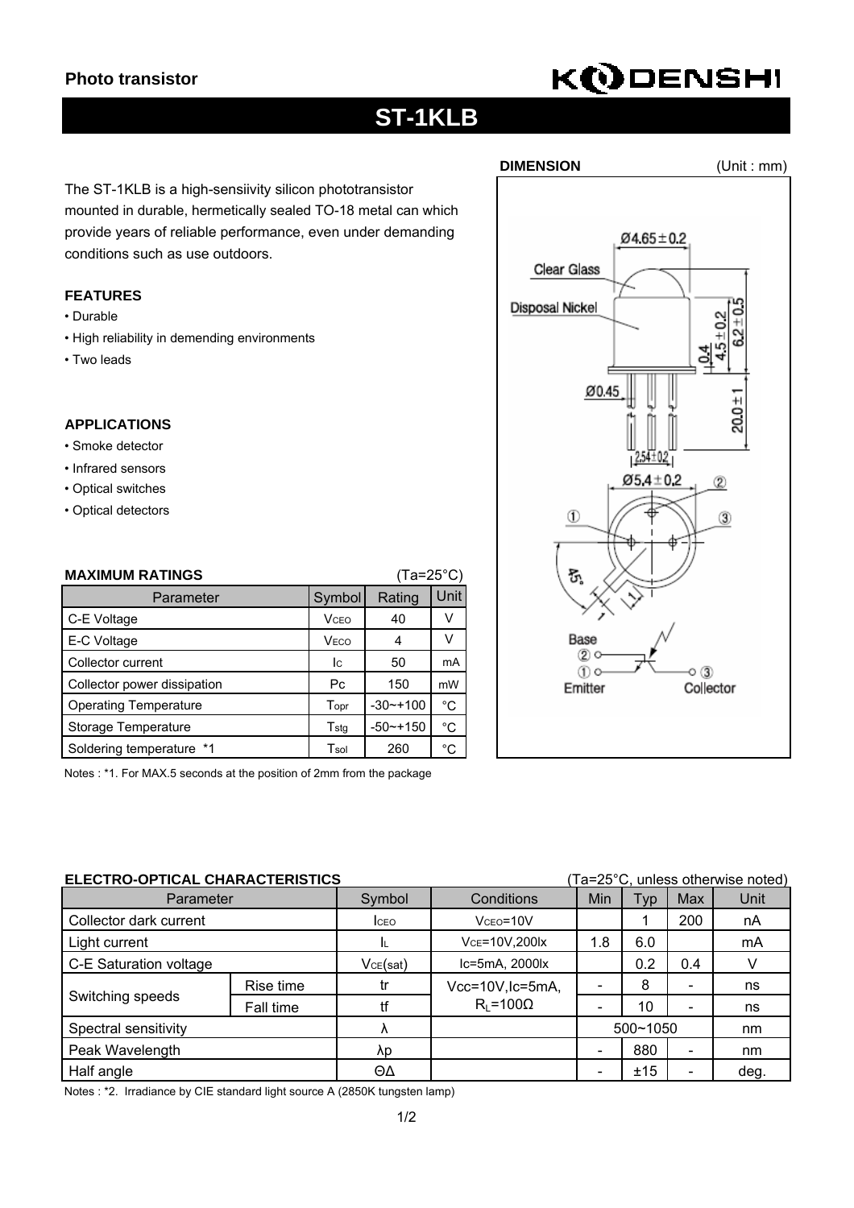**Photo transistor**

KODENSHI

# ST-1KLB

The ST-1KLB is a high-sensiivity silicon phototransistor mounted in durable, hermetically sealed TO-18 metal can which provide years of reliable performance, even under demanding conditions such as use outdoors.

### FEATURES

- Durable
- High reliability in demending environments
- Two leads

### APPLICATIONS

- Smoke detector
- Infrared sensors
- Optical switches
- Optical detectors

### DIMENSION

(Unit : mm)

Clear Glass
Disposal Nickel
Ø4.65±0.2
0.4
4.5±0.2
6.2±0.5
Ø0.45
20.0±1
2.54±0.2
Ø5.4±0.2
① ② ③
45°
1
Base ②
Emitter ①
Collector ③

### MAXIMUM RATINGS

(Ta=25°C)

| Parameter | Symbol | Rating | Unit |
|---|---|---|---|
| C-E Voltage | $V_{CEO}$ | 40 | V |
| E-C Voltage | $V_{ECO}$ | 4 | V |
| Collector current | $I_C$ | 50 | mA |
| Collector power dissipation | Pc | 150 | mW |
| Operating Temperature | $T_{opr}$ | -30~+100 | °C |
| Storage Temperature | $T_{stg}$ | -50~+150 | °C |
| Soldering temperature *1 | $T_{sol}$ | 260 | °C |

Notes : *1. For MAX.5 seconds at the position of 2mm from the package

### ELECTRO-OPTICAL CHARACTERISTICS

(Ta=25°C, unless otherwise noted)

| Parameter | | Symbol | Conditions | Min | Typ | Max | Unit |
|---|---|---|---|---|---|---|---|
| Collector dark current | | $I_{CEO}$ | $V_{CEO}$=10V | | 1 | 200 | nA |
| Light current | | $I_L$ | $V_{CE}$=10V,200lx | 1.8 | 6.0 | | mA |
| C-E Saturation voltage | | $V_{CE}(sat)$ | Ic=5mA, 2000lx | | 0.2 | 0.4 | V |
| Switching speeds | Rise time | tr | Vcc=10V,Ic=5mA, $R_L$=100Ω | - | 8 | - | ns |
| | Fall time | tf | | - | 10 | - | ns |
| Spectral sensitivity | | λ | | 500~1050 | | | nm |
| Peak Wavelength | | λp | | - | 880 | - | nm |
| Half angle | | ΘΔ | | - | ±15 | - | deg. |

Notes : *2. Irradiance by CIE standard light source A (2850K tungsten lamp)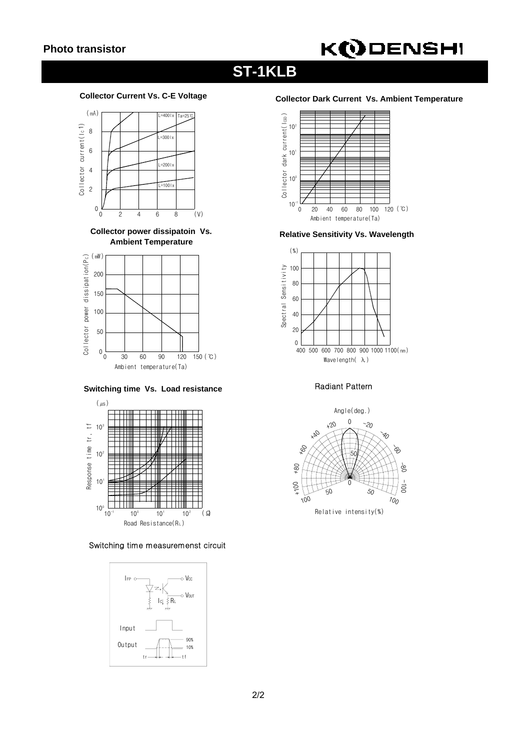Photo transistor

KODENSHI

# ST-1KLB

### Collector Current Vs. C-E Voltage

(mA)
Collector current($I_C$1)
0
2
4
6
8
0 2 4 6 8 (V)
L=400lx
Ta=25℃
L=300lx
L=200lx
L=100lx

### Collector Dark Current Vs. Ambient Temperature

Collector dark current($I_{CEO}$)
$10^{2}$
$10^{1}$
$10^{0}$
$10^{-1}$
0 20 40 60 80 100 120 (℃)
Ambient temperature(Ta)

### Collector power dissipatoin Vs. Ambient Temperature

(mW)
Collector power dissipation($P_C$)
0
50
100
150
200
0 30 60 90 120 150 (℃)
Ambient temperature(Ta)

### Relative Sensitivity Vs. Wavelength

(%)
Spectral Sensitivity
0
20
40
60
80
100
400 500 600 700 800 900 1000 1100(nm)
Wavelength( λ )

### Switching time Vs. Load resistance

(μs)
Response time tr, tf
$10^{0}$
$10^{1}$
$10^{2}$
$10^{3}$
$10^{-1}$ $10^{0}$ $10^{1}$ $10^{2}$ (Ω)
Road Resistance($R_L$)

### Radiant Pattern

Angle(deg.)
0
+20 -20
+40 -40
+60 -60
+80 -80
+100 -100
100 50 0 50 100
50
Relative intensity(%)

### Switching time measuremenst circuit

$I_{FP}$
$V_{CC}$
$V_{OUT}$
$I_C$
$R_L$
Input
Output
90%
10%
tr
tf